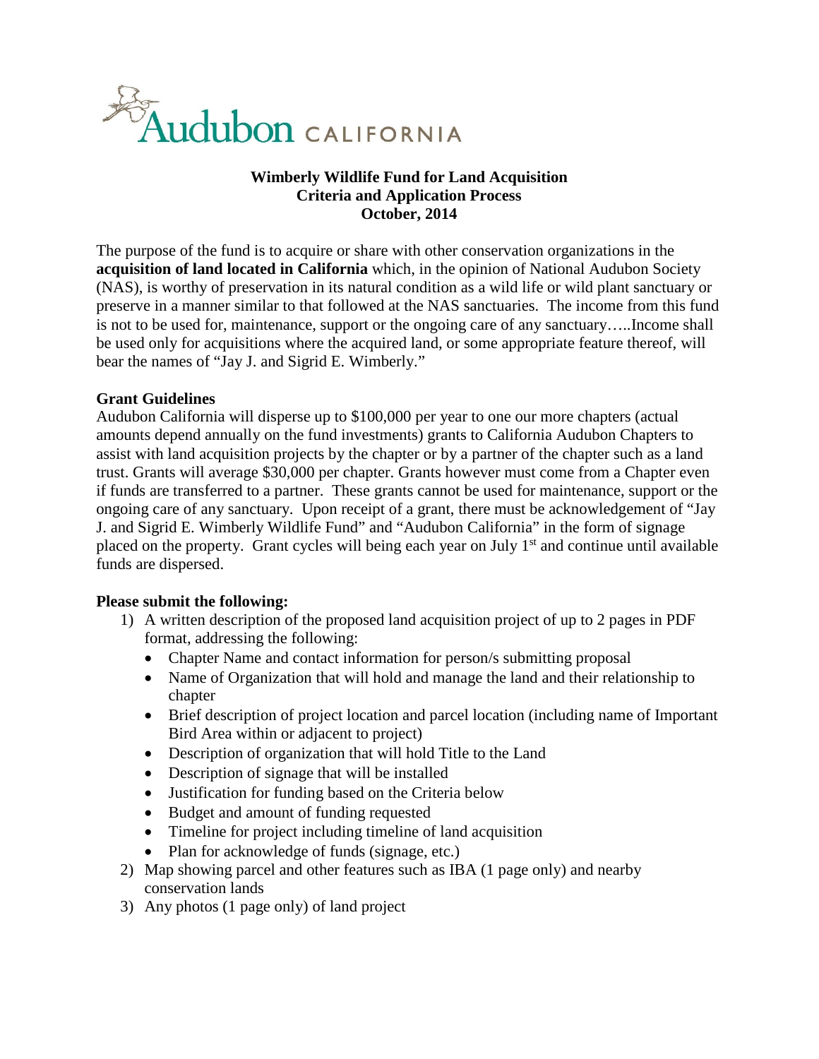Audubon CALIFORNIA

**Wimberly Wildlife Fund for Land Acquisition**
**Criteria and Application Process**
**October, 2014**

The purpose of the fund is to acquire or share with other conservation organizations in the **acquisition of land located in California** which, in the opinion of National Audubon Society (NAS), is worthy of preservation in its natural condition as a wild life or wild plant sanctuary or preserve in a manner similar to that followed at the NAS sanctuaries. The income from this fund is not to be used for, maintenance, support or the ongoing care of any sanctuary…..Income shall be used only for acquisitions where the acquired land, or some appropriate feature thereof, will bear the names of "Jay J. and Sigrid E. Wimberly."

**Grant Guidelines**
Audubon California will disperse up to $100,000 per year to one our more chapters (actual amounts depend annually on the fund investments) grants to California Audubon Chapters to assist with land acquisition projects by the chapter or by a partner of the chapter such as a land trust. Grants will average $30,000 per chapter. Grants however must come from a Chapter even if funds are transferred to a partner. These grants cannot be used for maintenance, support or the ongoing care of any sanctuary. Upon receipt of a grant, there must be acknowledgement of "Jay J. and Sigrid E. Wimberly Wildlife Fund" and "Audubon California" in the form of signage placed on the property. Grant cycles will being each year on July 1st and continue until available funds are dispersed.

**Please submit the following:**

1) A written description of the proposed land acquisition project of up to 2 pages in PDF format, addressing the following:
   - Chapter Name and contact information for person/s submitting proposal
   - Name of Organization that will hold and manage the land and their relationship to chapter
   - Brief description of project location and parcel location (including name of Important Bird Area within or adjacent to project)
   - Description of organization that will hold Title to the Land
   - Description of signage that will be installed
   - Justification for funding based on the Criteria below
   - Budget and amount of funding requested
   - Timeline for project including timeline of land acquisition
   - Plan for acknowledge of funds (signage, etc.)
2) Map showing parcel and other features such as IBA (1 page only) and nearby conservation lands
3) Any photos (1 page only) of land project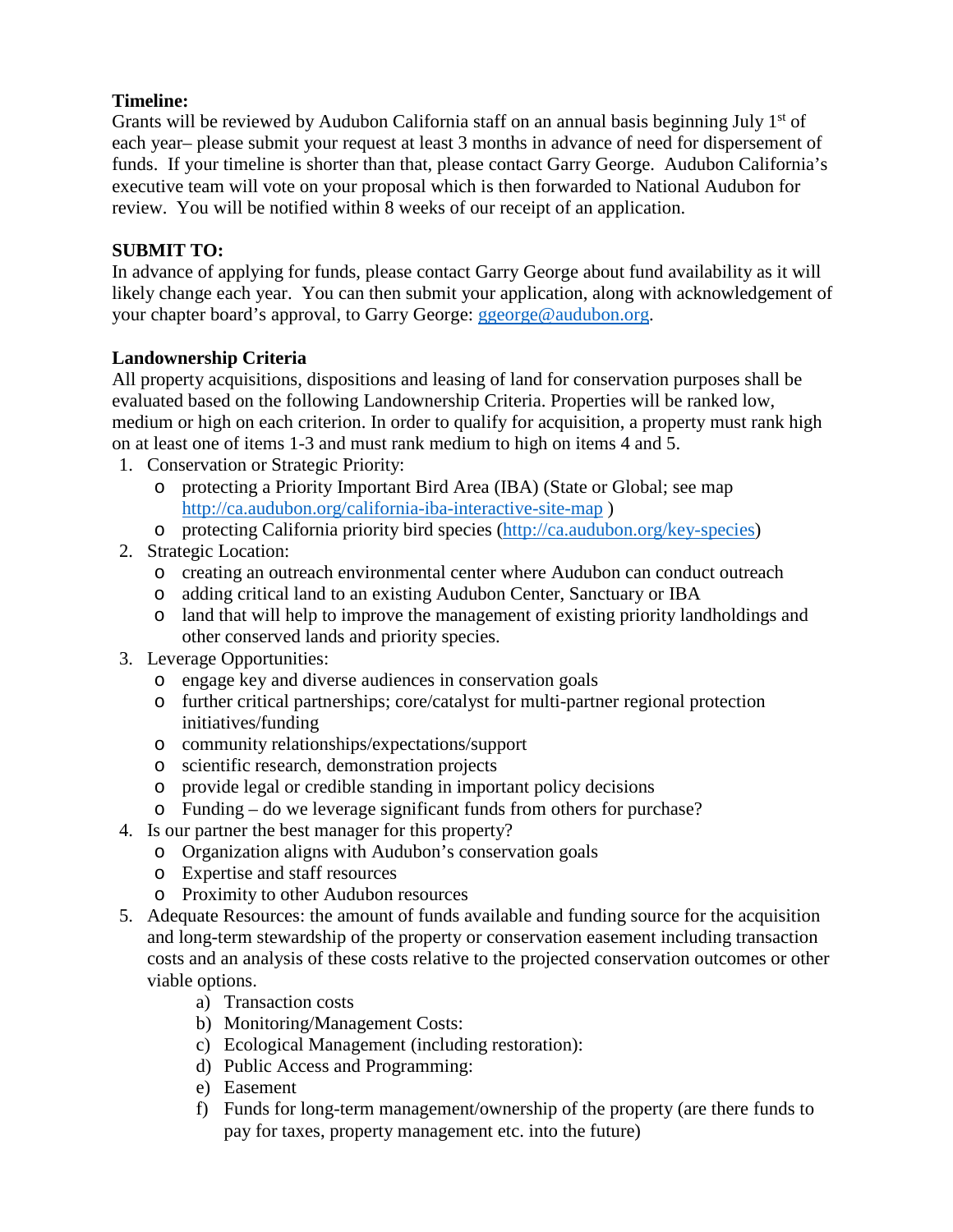**Timeline:**

Grants will be reviewed by Audubon California staff on an annual basis beginning July 1st of each year– please submit your request at least 3 months in advance of need for dispersement of funds. If your timeline is shorter than that, please contact Garry George. Audubon California's executive team will vote on your proposal which is then forwarded to National Audubon for review. You will be notified within 8 weeks of our receipt of an application.

**SUBMIT TO:**

In advance of applying for funds, please contact Garry George about fund availability as it will likely change each year. You can then submit your application, along with acknowledgement of your chapter board's approval, to Garry George: [ggeorge@audubon.org](mailto:ggeorge@audubon.org).

**Landownership Criteria**

All property acquisitions, dispositions and leasing of land for conservation purposes shall be evaluated based on the following Landownership Criteria. Properties will be ranked low, medium or high on each criterion. In order to qualify for acquisition, a property must rank high on at least one of items 1-3 and must rank medium to high on items 4 and 5.

1. Conservation or Strategic Priority:
    - protecting a Priority Important Bird Area (IBA) (State or Global; see map http://ca.audubon.org/california-iba-interactive-site-map )
    - protecting California priority bird species (http://ca.audubon.org/key-species)
2. Strategic Location:
    - creating an outreach environmental center where Audubon can conduct outreach
    - adding critical land to an existing Audubon Center, Sanctuary or IBA
    - land that will help to improve the management of existing priority landholdings and other conserved lands and priority species.
3. Leverage Opportunities:
    - engage key and diverse audiences in conservation goals
    - further critical partnerships; core/catalyst for multi-partner regional protection initiatives/funding
    - community relationships/expectations/support
    - scientific research, demonstration projects
    - provide legal or credible standing in important policy decisions
    - Funding – do we leverage significant funds from others for purchase?
4. Is our partner the best manager for this property?
    - Organization aligns with Audubon's conservation goals
    - Expertise and staff resources
    - Proximity to other Audubon resources
5. Adequate Resources: the amount of funds available and funding source for the acquisition and long-term stewardship of the property or conservation easement including transaction costs and an analysis of these costs relative to the projected conservation outcomes or other viable options.
    a) Transaction costs
    b) Monitoring/Management Costs:
    c) Ecological Management (including restoration):
    d) Public Access and Programming:
    e) Easement
    f) Funds for long-term management/ownership of the property (are there funds to pay for taxes, property management etc. into the future)